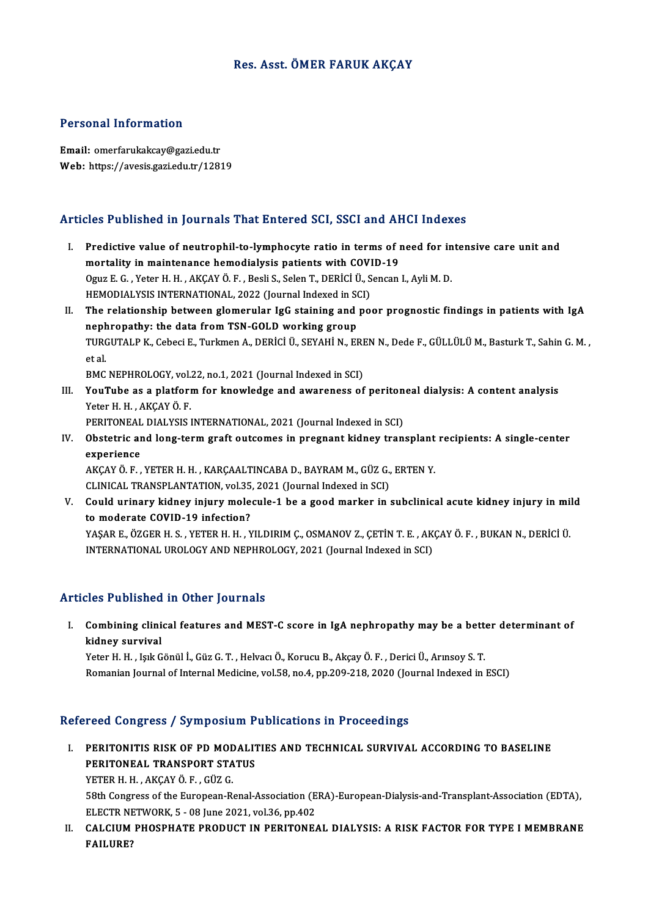# Res. Asst. ÖMER FARUK AKÇAY

## Personal Information

**Email:** omerfarukakcay@gazi.edu.tr
**Web:** https://avesis.gazi.edu.tr/12819

## Articles Published in Journals That Entered SCI, SSCI and AHCI Indexes

I. **Predictive value of neutrophil-to-lymphocyte ratio in terms of need for intensive care unit and mortality in maintenance hemodialysis patients with COVID-19**
Oguz E. G. , Yeter H. H. , AKÇAY Ö. F. , Besli S., Selen T., DERİCİ Ü., Sencan I., Ayli M. D.
HEMODIALYSIS INTERNATIONAL, 2022 (Journal Indexed in SCI)

II. **The relationship between glomerular IgG staining and poor prognostic findings in patients with IgA nephropathy: the data from TSN-GOLD working group**
TURGUTALP K., Cebeci E., Turkmen A., DERİCİ Ü., SEYAHİ N., EREN N., Dede F., GÜLLÜLÜ M., Basturk T., Sahin G. M. , et al.
BMC NEPHROLOGY, vol.22, no.1, 2021 (Journal Indexed in SCI)

III. **YouTube as a platform for knowledge and awareness of peritoneal dialysis: A content analysis**
Yeter H. H. , AKÇAY Ö. F.
PERITONEAL DIALYSIS INTERNATIONAL, 2021 (Journal Indexed in SCI)

IV. **Obstetric and long-term graft outcomes in pregnant kidney transplant recipients: A single-center experience**
AKÇAY Ö. F. , YETER H. H. , KARÇAALTINCABA D., BAYRAM M., GÜZ G., ERTEN Y.
CLINICAL TRANSPLANTATION, vol.35, 2021 (Journal Indexed in SCI)

V. **Could urinary kidney injury molecule-1 be a good marker in subclinical acute kidney injury in mild to moderate COVID-19 infection?**
YAŞAR E., ÖZGER H. S. , YETER H. H. , YILDIRIM Ç., OSMANOV Z., ÇETİN T. E. , AKÇAY Ö. F. , BUKAN N., DERİCİ Ü.
INTERNATIONAL UROLOGY AND NEPHROLOGY, 2021 (Journal Indexed in SCI)

## Articles Published in Other Journals

I. **Combining clinical features and MEST-C score in IgA nephropathy may be a better determinant of kidney survival**
Yeter H. H. , Işık Gönül İ., Güz G. T. , Helvacı Ö., Korucu B., Akçay Ö. F. , Derici Ü., Arınsoy S. T.
Romanian Journal of Internal Medicine, vol.58, no.4, pp.209-218, 2020 (Journal Indexed in ESCI)

## Refereed Congress / Symposium Publications in Proceedings

I. **PERITONITIS RISK OF PD MODALITIES AND TECHNICAL SURVIVAL ACCORDING TO BASELINE PERITONEAL TRANSPORT STATUS**
YETER H. H. , AKÇAY Ö. F. , GÜZ G.
58th Congress of the European-Renal-Association (ERA)-European-Dialysis-and-Transplant-Association (EDTA), ELECTR NETWORK, 5 - 08 June 2021, vol.36, pp.402

II. **CALCIUM PHOSPHATE PRODUCT IN PERITONEAL DIALYSIS: A RISK FACTOR FOR TYPE I MEMBRANE FAILURE?**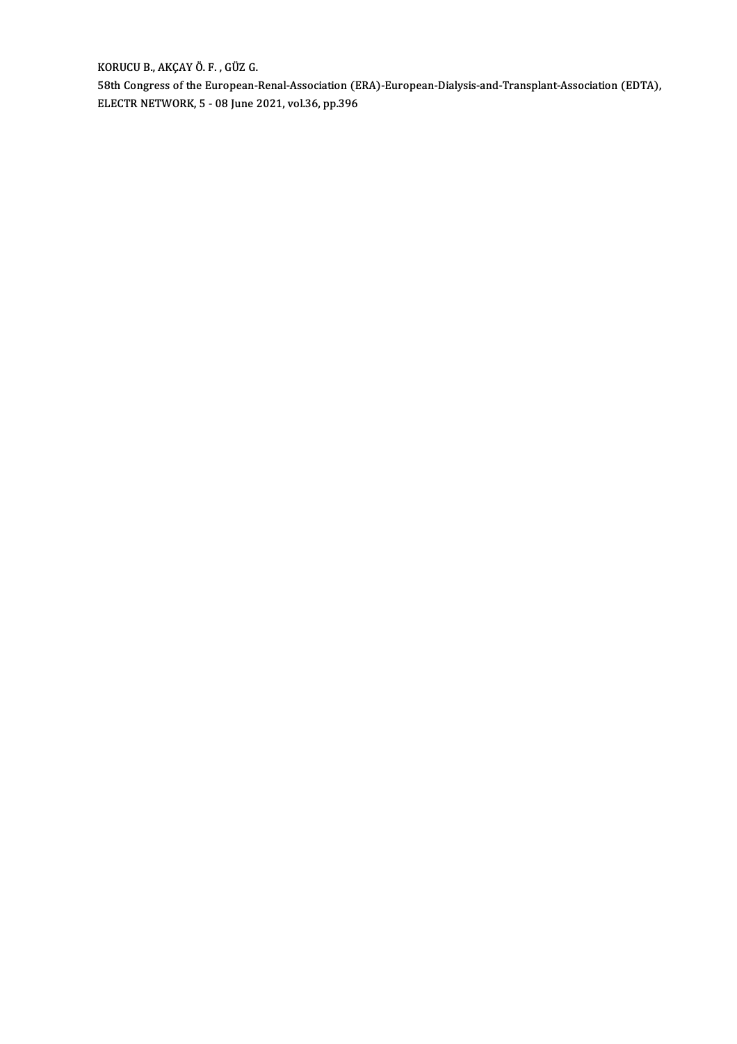KORUCU B., AKÇAY Ö. F. , GÜZ G.

58th Congress of the European-Renal-Association (ERA)-European-Dialysis-and-Transplant-Association (EDTA), ELECTR NETWORK, 5 - 08 June 2021, vol.36, pp.396